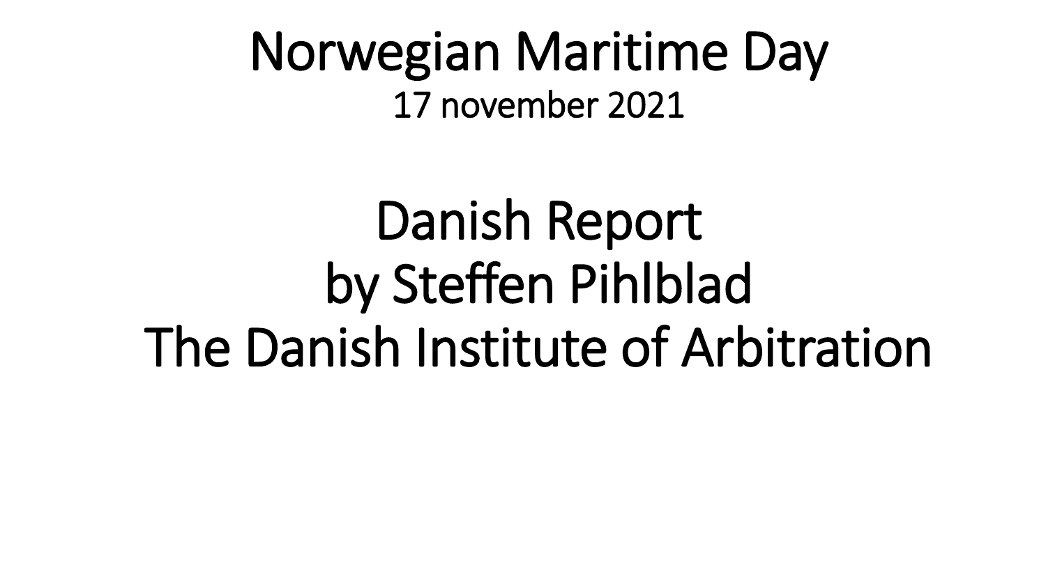# Norwegian Maritime Day

17 november 2021

# Danish Report
# by Steffen Pihlblad
# The Danish Institute of Arbitration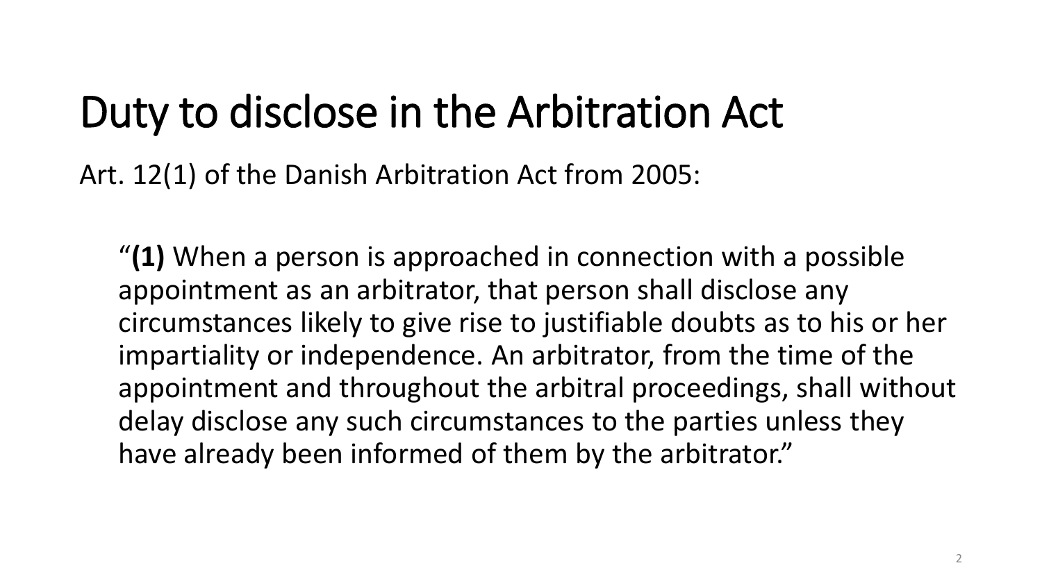# Duty to disclose in the Arbitration Act

Art. 12(1) of the Danish Arbitration Act from 2005:

> "**(1)** When a person is approached in connection with a possible appointment as an arbitrator, that person shall disclose any circumstances likely to give rise to justifiable doubts as to his or her impartiality or independence. An arbitrator, from the time of the appointment and throughout the arbitral proceedings, shall without delay disclose any such circumstances to the parties unless they have already been informed of them by the arbitrator."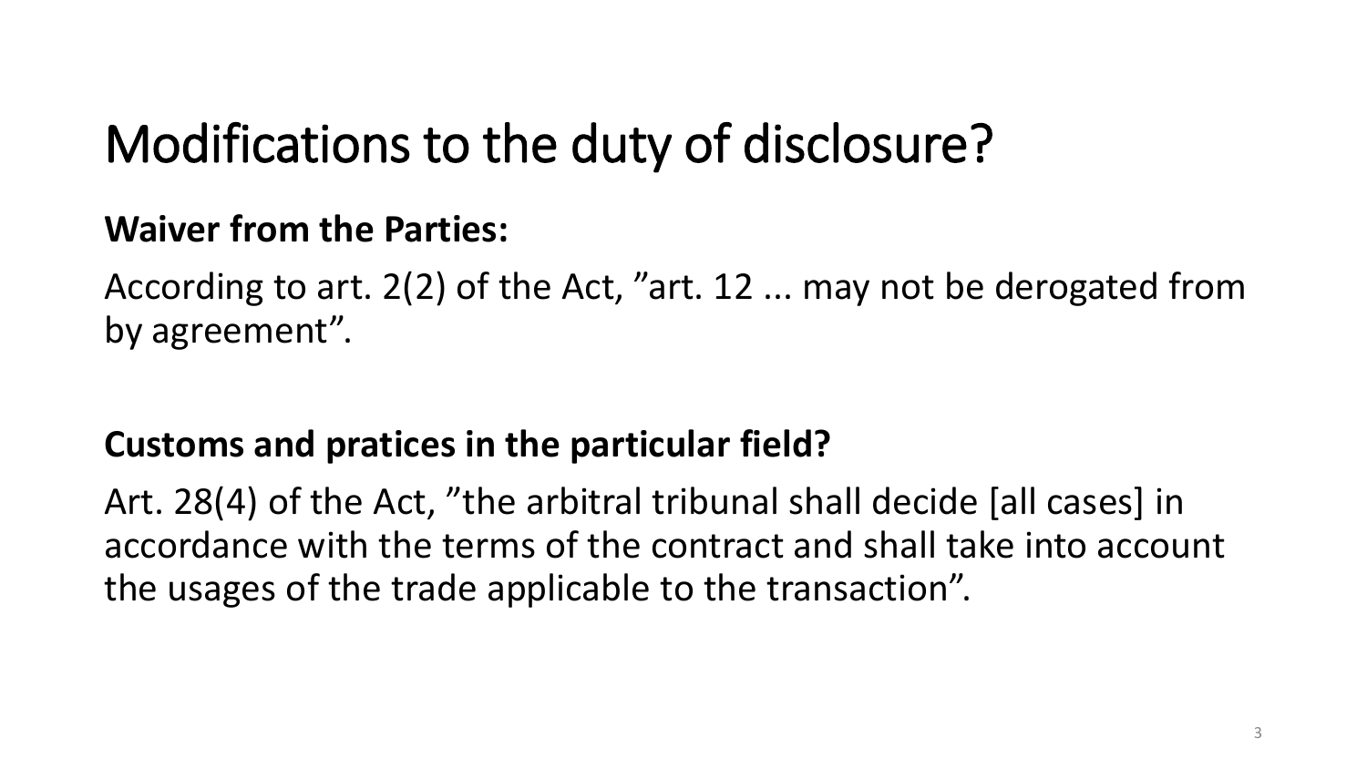# Modifications to the duty of disclosure?

**Waiver from the Parties:**

According to art. 2(2) of the Act, ”art. 12 ... may not be derogated from by agreement”.

**Customs and pratices in the particular field?**

Art. 28(4) of the Act, ”the arbitral tribunal shall decide [all cases] in accordance with the terms of the contract and shall take into account the usages of the trade applicable to the transaction”.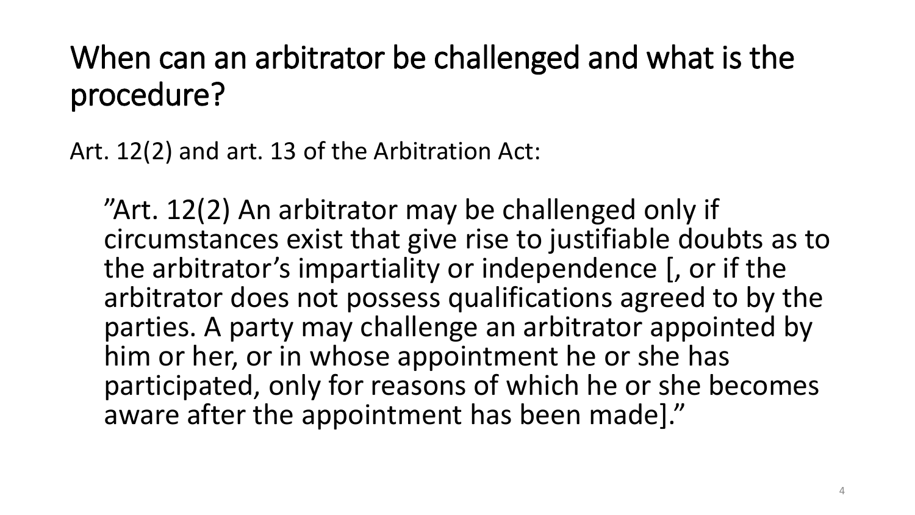# When can an arbitrator be challenged and what is the procedure?

Art. 12(2) and art. 13 of the Arbitration Act:

> ”Art. 12(2) An arbitrator may be challenged only if circumstances exist that give rise to justifiable doubts as to the arbitrator’s impartiality or independence [, or if the arbitrator does not possess qualifications agreed to by the parties. A party may challenge an arbitrator appointed by him or her, or in whose appointment he or she has participated, only for reasons of which he or she becomes aware after the appointment has been made].”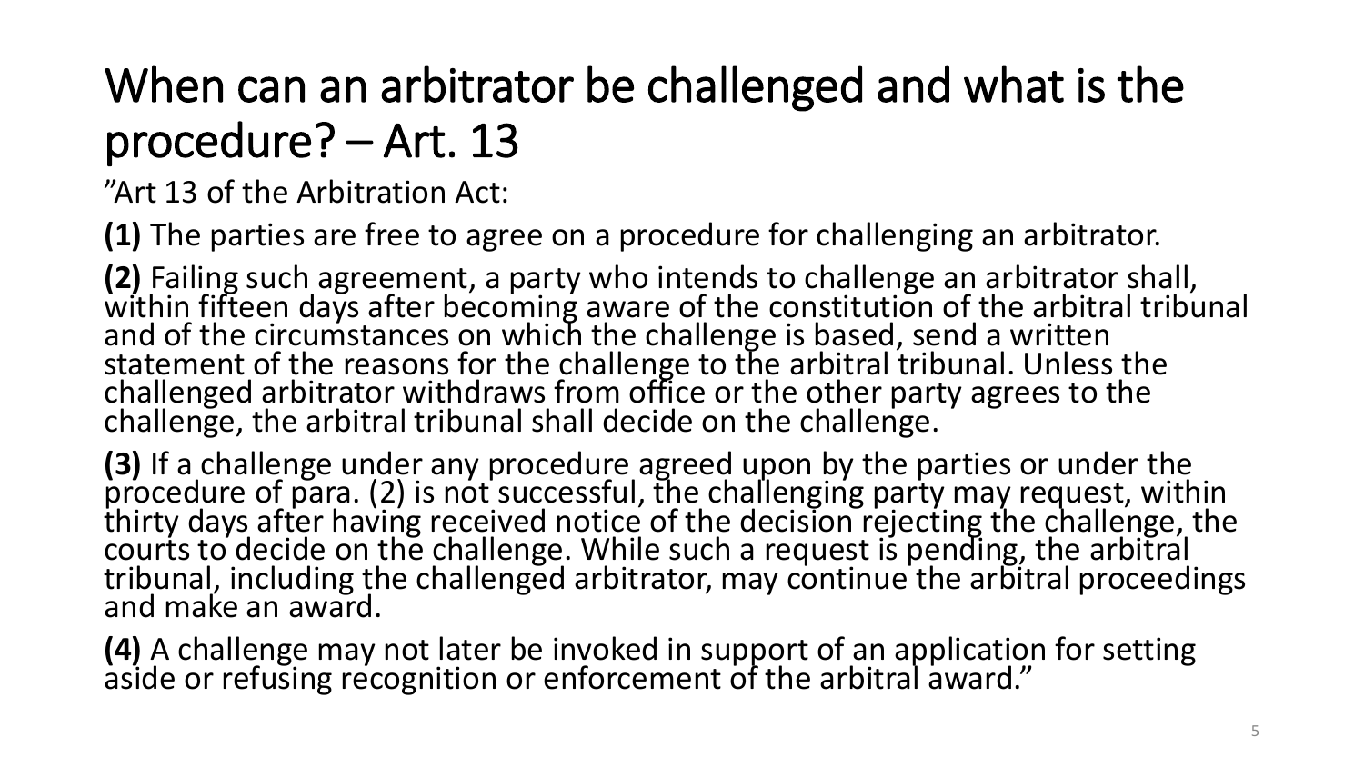# When can an arbitrator be challenged and what is the procedure? – Art. 13

”Art 13 of the Arbitration Act:

**(1)** The parties are free to agree on a procedure for challenging an arbitrator.

**(2)** Failing such agreement, a party who intends to challenge an arbitrator shall, within fifteen days after becoming aware of the constitution of the arbitral tribunal and of the circumstances on which the challenge is based, send a written statement of the reasons for the challenge to the arbitral tribunal. Unless the challenged arbitrator withdraws from office or the other party agrees to the challenge, the arbitral tribunal shall decide on the challenge.

**(3)** If a challenge under any procedure agreed upon by the parties or under the procedure of para. (2) is not successful, the challenging party may request, within thirty days after having received notice of the decision rejecting the challenge, the courts to decide on the challenge. While such a request is pending, the arbitral tribunal, including the challenged arbitrator, may continue the arbitral proceedings and make an award.

**(4)** A challenge may not later be invoked in support of an application for setting aside or refusing recognition or enforcement of the arbitral award.”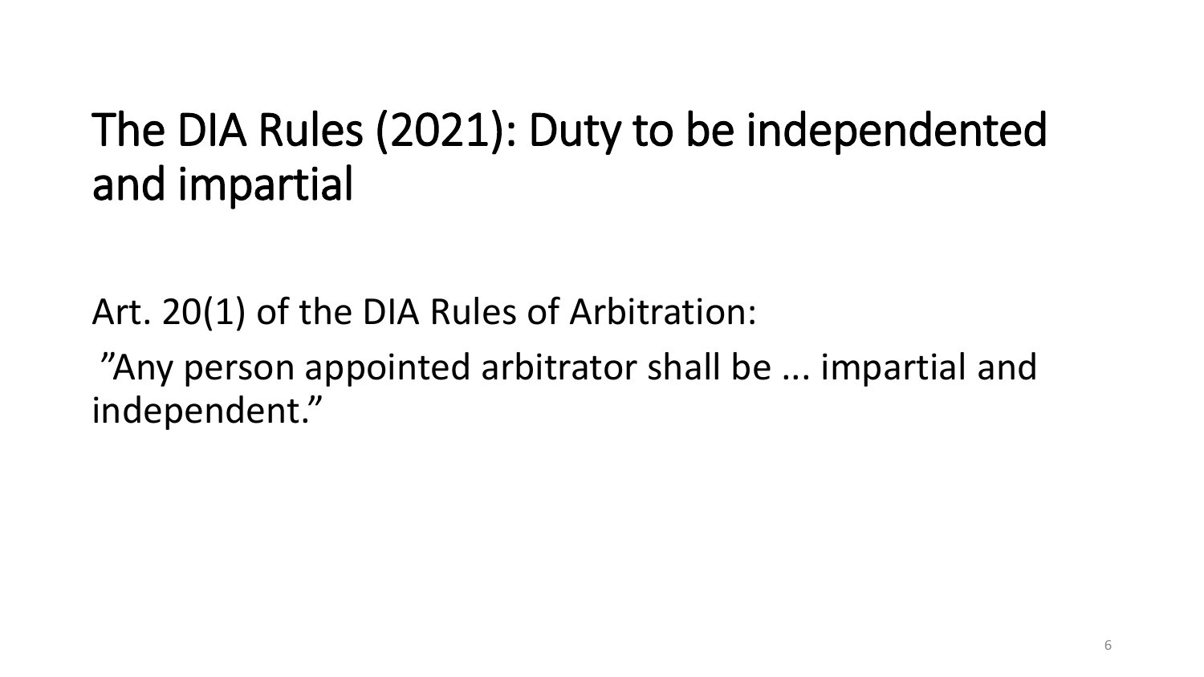# The DIA Rules (2021): Duty to be independented and impartial

Art. 20(1) of the DIA Rules of Arbitration:

”Any person appointed arbitrator shall be ... impartial and independent.”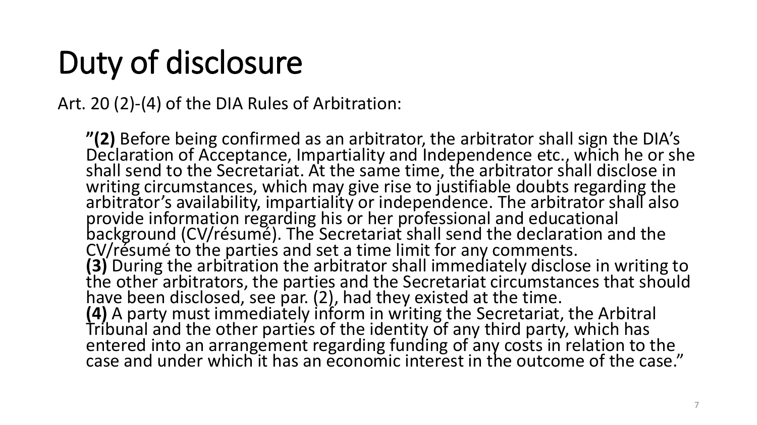# Duty of disclosure

Art. 20 (2)-(4) of the DIA Rules of Arbitration:

> ”**(2)** Before being confirmed as an arbitrator, the arbitrator shall sign the DIA’s Declaration of Acceptance, Impartiality and Independence etc., which he or she shall send to the Secretariat. At the same time, the arbitrator shall disclose in writing circumstances, which may give rise to justifiable doubts regarding the arbitrator’s availability, impartiality or independence. The arbitrator shall also provide information regarding his or her professional and educational background (CV/résumé). The Secretariat shall send the declaration and the CV/résumé to the parties and set a time limit for any comments.
> **(3)** During the arbitration the arbitrator shall immediately disclose in writing to the other arbitrators, the parties and the Secretariat circumstances that should have been disclosed, see par. (2), had they existed at the time.
> **(4)** A party must immediately inform in writing the Secretariat, the Arbitral Tribunal and the other parties of the identity of any third party, which has entered into an arrangement regarding funding of any costs in relation to the case and under which it has an economic interest in the outcome of the case.”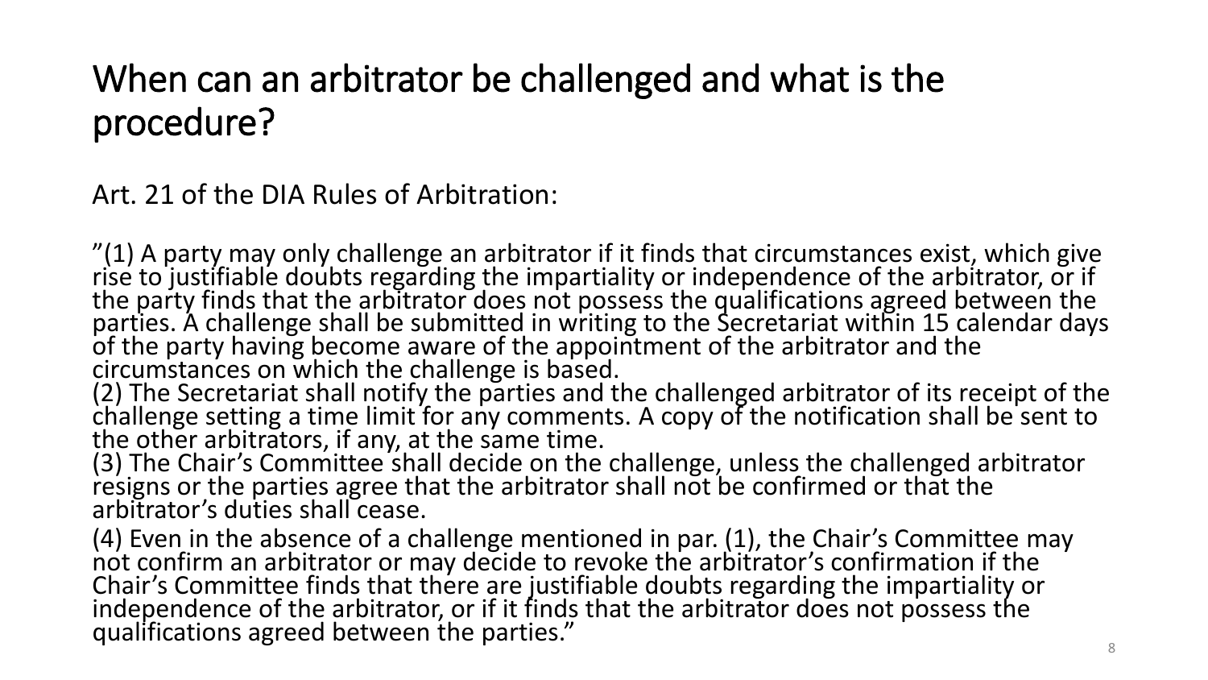# When can an arbitrator be challenged and what is the procedure?

Art. 21 of the DIA Rules of Arbitration:

”(1) A party may only challenge an arbitrator if it finds that circumstances exist, which give rise to justifiable doubts regarding the impartiality or independence of the arbitrator, or if the party finds that the arbitrator does not possess the qualifications agreed between the parties. A challenge shall be submitted in writing to the Secretariat within 15 calendar days of the party having become aware of the appointment of the arbitrator and the circumstances on which the challenge is based.
(2) The Secretariat shall notify the parties and the challenged arbitrator of its receipt of the challenge setting a time limit for any comments. A copy of the notification shall be sent to the other arbitrators, if any, at the same time.
(3) The Chair’s Committee shall decide on the challenge, unless the challenged arbitrator resigns or the parties agree that the arbitrator shall not be confirmed or that the arbitrator’s duties shall cease.

(4) Even in the absence of a challenge mentioned in par. (1), the Chair’s Committee may not confirm an arbitrator or may decide to revoke the arbitrator’s confirmation if the Chair’s Committee finds that there are justifiable doubts regarding the impartiality or independence of the arbitrator, or if it finds that the arbitrator does not possess the qualifications agreed between the parties.”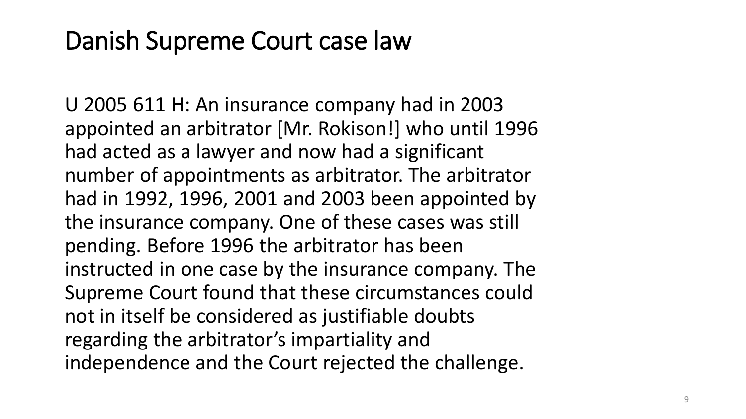# Danish Supreme Court case law

U 2005 611 H: An insurance company had in 2003 appointed an arbitrator [Mr. Rokison!] who until 1996 had acted as a lawyer and now had a significant number of appointments as arbitrator. The arbitrator had in 1992, 1996, 2001 and 2003 been appointed by the insurance company. One of these cases was still pending. Before 1996 the arbitrator has been instructed in one case by the insurance company. The Supreme Court found that these circumstances could not in itself be considered as justifiable doubts regarding the arbitrator's impartiality and independence and the Court rejected the challenge.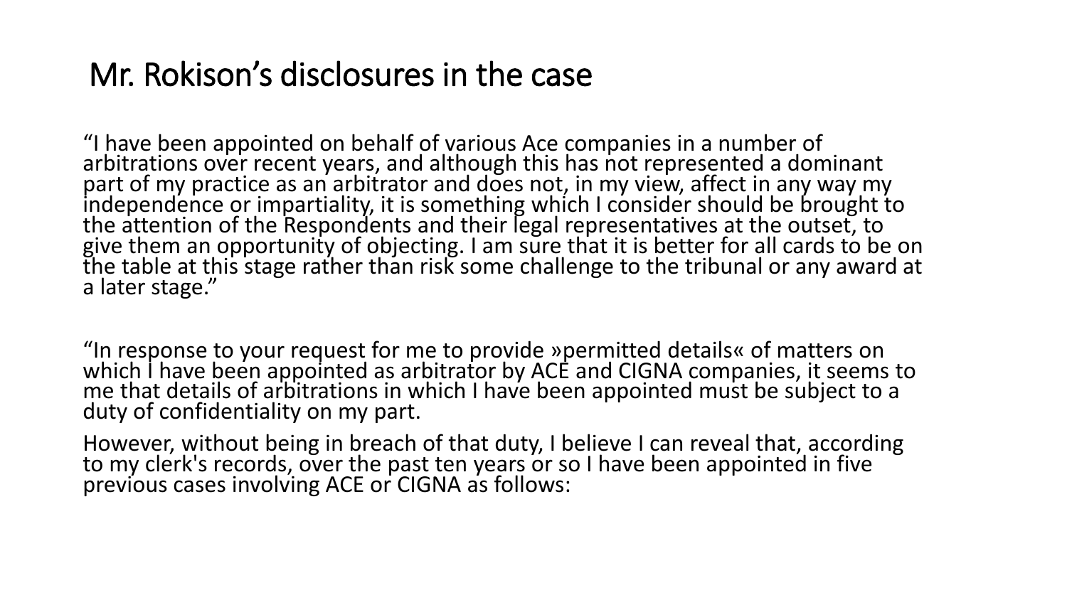# Mr. Rokison's disclosures in the case

"I have been appointed on behalf of various Ace companies in a number of arbitrations over recent years, and although this has not represented a dominant part of my practice as an arbitrator and does not, in my view, affect in any way my independence or impartiality, it is something which I consider should be brought to the attention of the Respondents and their legal representatives at the outset, to give them an opportunity of objecting. I am sure that it is better for all cards to be on the table at this stage rather than risk some challenge to the tribunal or any award at a later stage."

"In response to your request for me to provide »permitted details« of matters on which I have been appointed as arbitrator by ACE and CIGNA companies, it seems to me that details of arbitrations in which I have been appointed must be subject to a duty of confidentiality on my part.

However, without being in breach of that duty, I believe I can reveal that, according to my clerk's records, over the past ten years or so I have been appointed in five previous cases involving ACE or CIGNA as follows: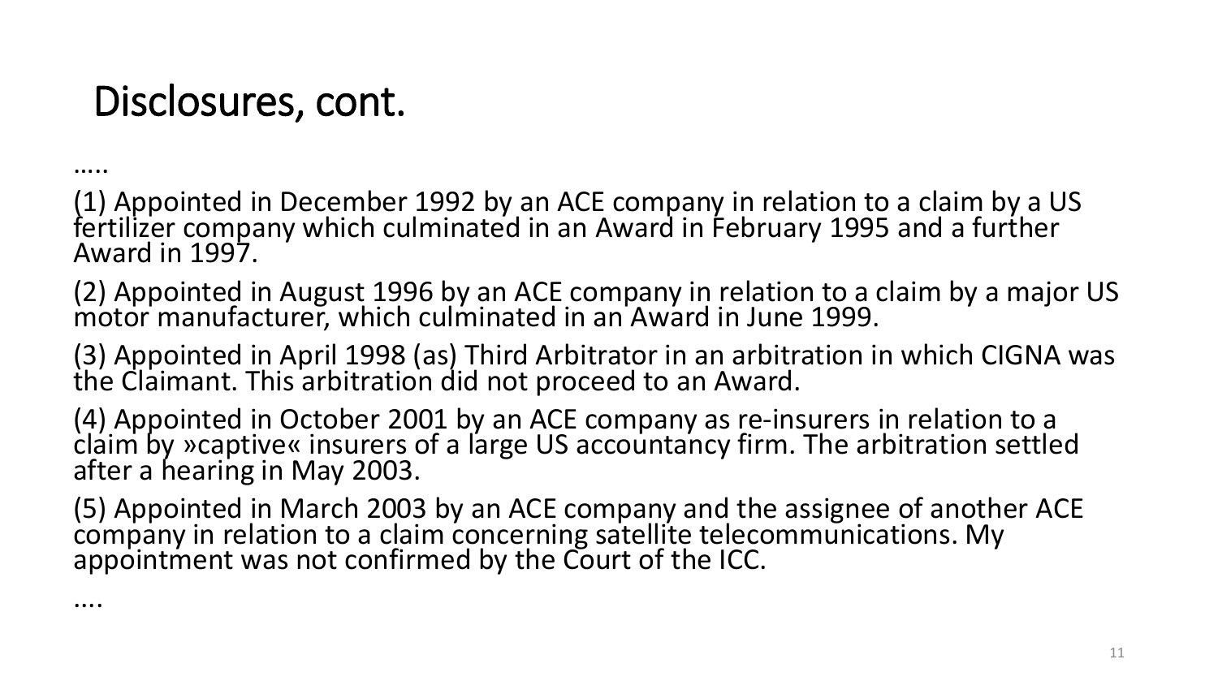# Disclosures, cont.

.....

(1) Appointed in December 1992 by an ACE company in relation to a claim by a US fertilizer company which culminated in an Award in February 1995 and a further Award in 1997.

(2) Appointed in August 1996 by an ACE company in relation to a claim by a major US motor manufacturer, which culminated in an Award in June 1999.

(3) Appointed in April 1998 (as) Third Arbitrator in an arbitration in which CIGNA was the Claimant. This arbitration did not proceed to an Award.

(4) Appointed in October 2001 by an ACE company as re-insurers in relation to a claim by »captive« insurers of a large US accountancy firm. The arbitration settled after a hearing in May 2003.

(5) Appointed in March 2003 by an ACE company and the assignee of another ACE company in relation to a claim concerning satellite telecommunications. My appointment was not confirmed by the Court of the ICC.

....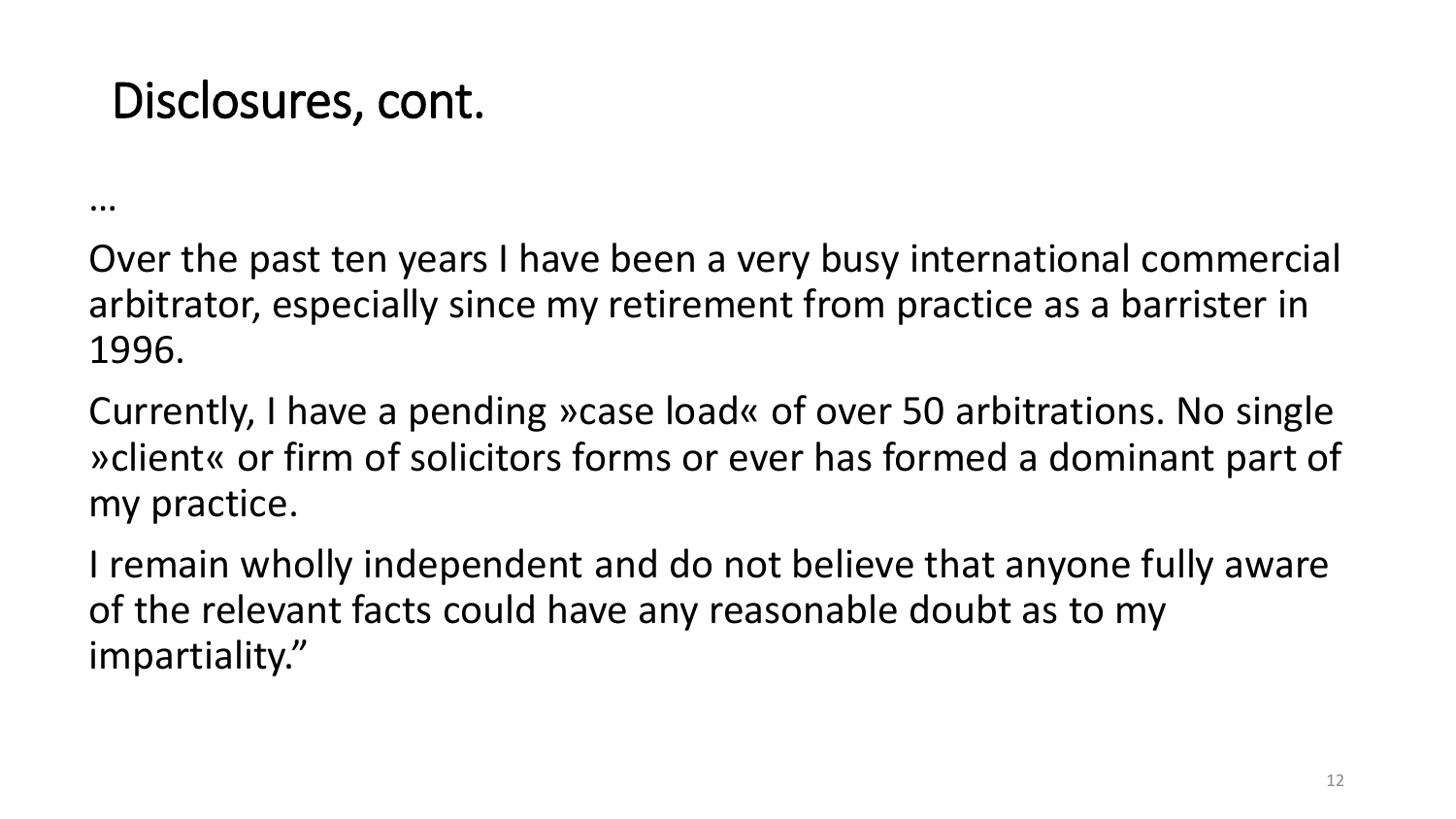# Disclosures, cont.

…

Over the past ten years I have been a very busy international commercial arbitrator, especially since my retirement from practice as a barrister in 1996.

Currently, I have a pending »case load« of over 50 arbitrations. No single »client« or firm of solicitors forms or ever has formed a dominant part of my practice.

I remain wholly independent and do not believe that anyone fully aware of the relevant facts could have any reasonable doubt as to my impartiality."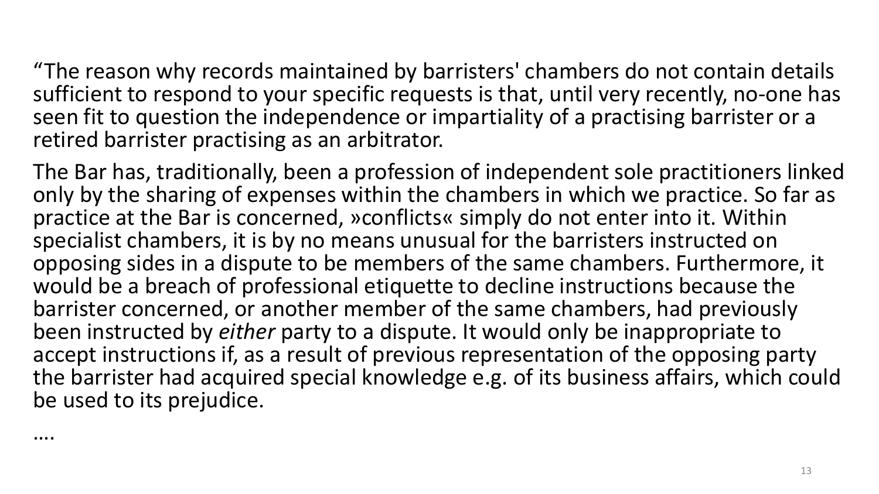“The reason why records maintained by barristers' chambers do not contain details sufficient to respond to your specific requests is that, until very recently, no-one has seen fit to question the independence or impartiality of a practising barrister or a retired barrister practising as an arbitrator.

The Bar has, traditionally, been a profession of independent sole practitioners linked only by the sharing of expenses within the chambers in which we practice. So far as practice at the Bar is concerned, »conflicts« simply do not enter into it. Within specialist chambers, it is by no means unusual for the barristers instructed on opposing sides in a dispute to be members of the same chambers. Furthermore, it would be a breach of professional etiquette to decline instructions because the barrister concerned, or another member of the same chambers, had previously been instructed by *either* party to a dispute. It would only be inappropriate to accept instructions if, as a result of previous representation of the opposing party the barrister had acquired special knowledge e.g. of its business affairs, which could be used to its prejudice.

….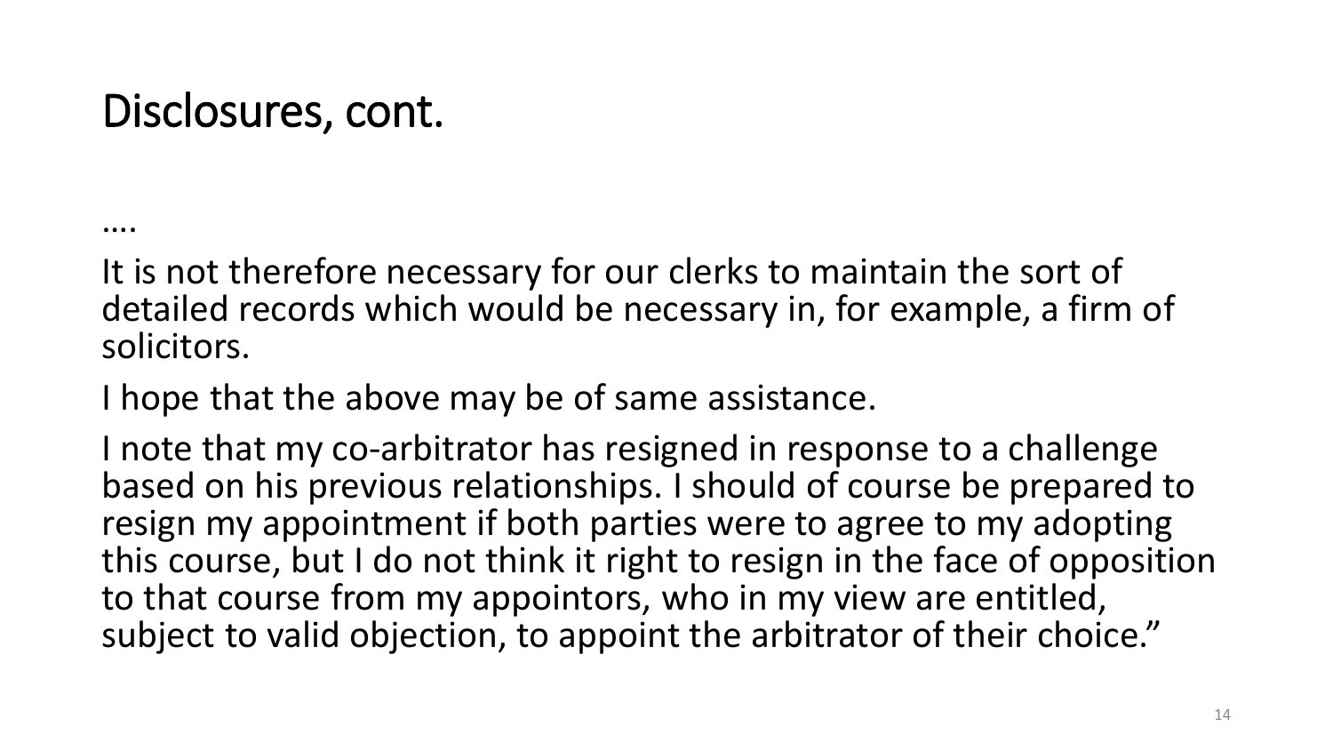# Disclosures, cont.

….

It is not therefore necessary for our clerks to maintain the sort of detailed records which would be necessary in, for example, a firm of solicitors.

I hope that the above may be of same assistance.

I note that my co-arbitrator has resigned in response to a challenge based on his previous relationships. I should of course be prepared to resign my appointment if both parties were to agree to my adopting this course, but I do not think it right to resign in the face of opposition to that course from my appointors, who in my view are entitled, subject to valid objection, to appoint the arbitrator of their choice."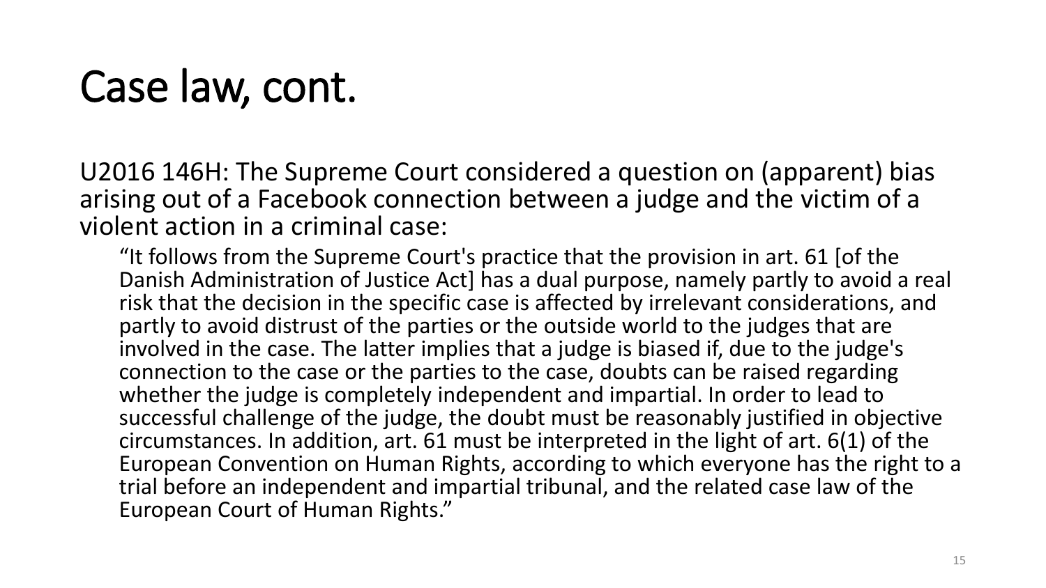# Case law, cont.

U2016 146H: The Supreme Court considered a question on (apparent) bias arising out of a Facebook connection between a judge and the victim of a violent action in a criminal case:

> "It follows from the Supreme Court's practice that the provision in art. 61 [of the Danish Administration of Justice Act] has a dual purpose, namely partly to avoid a real risk that the decision in the specific case is affected by irrelevant considerations, and partly to avoid distrust of the parties or the outside world to the judges that are involved in the case. The latter implies that a judge is biased if, due to the judge's connection to the case or the parties to the case, doubts can be raised regarding whether the judge is completely independent and impartial. In order to lead to successful challenge of the judge, the doubt must be reasonably justified in objective circumstances. In addition, art. 61 must be interpreted in the light of art. 6(1) of the European Convention on Human Rights, according to which everyone has the right to a trial before an independent and impartial tribunal, and the related case law of the European Court of Human Rights."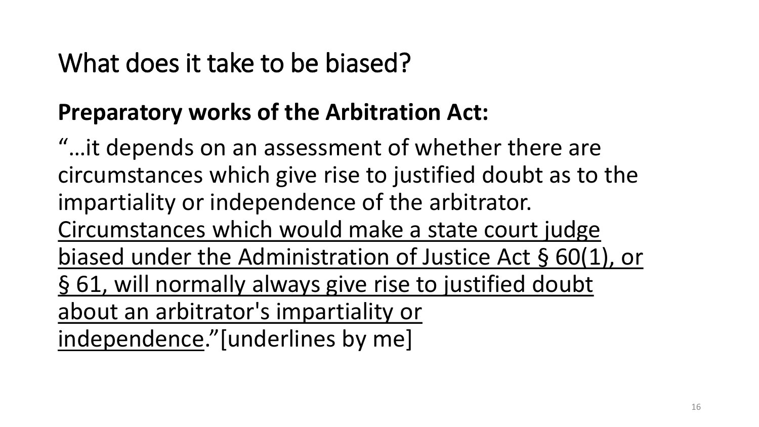# What does it take to be biased?

**Preparatory works of the Arbitration Act:**

"…it depends on an assessment of whether there are circumstances which give rise to justified doubt as to the impartiality or independence of the arbitrator. <u>Circumstances which would make a state court judge biased under the Administration of Justice Act § 60(1), or § 61, will normally always give rise to justified doubt about an arbitrator's impartiality or independence</u>."[underlines by me]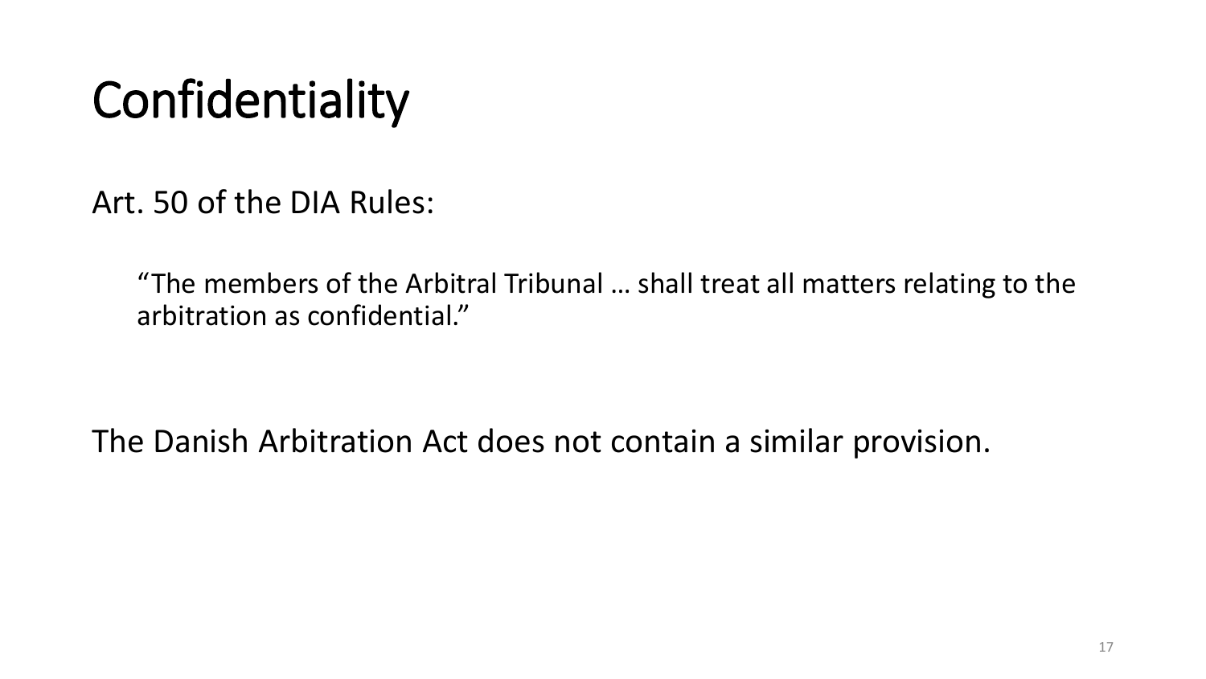# Confidentiality

Art. 50 of the DIA Rules:

> “The members of the Arbitral Tribunal … shall treat all matters relating to the arbitration as confidential.”

The Danish Arbitration Act does not contain a similar provision.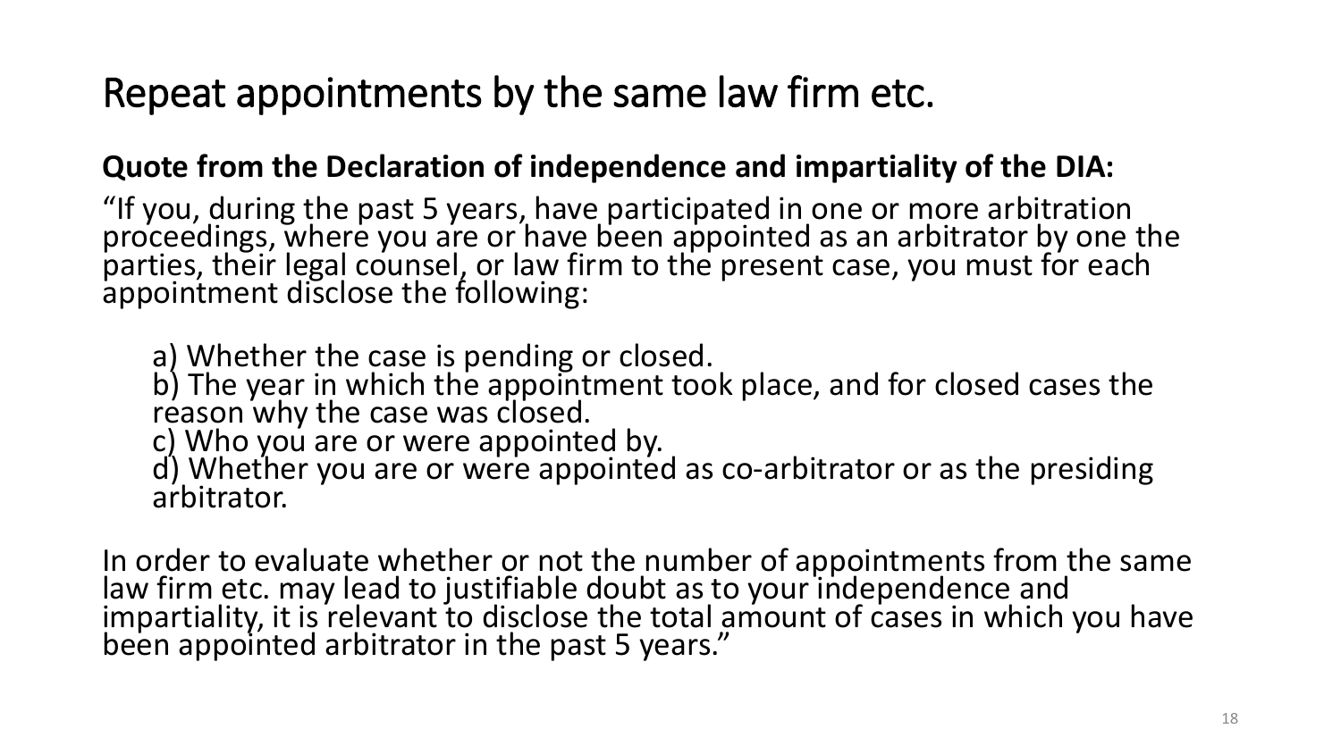# Repeat appointments by the same law firm etc.

**Quote from the Declaration of independence and impartiality of the DIA:**

"If you, during the past 5 years, have participated in one or more arbitration proceedings, where you are or have been appointed as an arbitrator by one the parties, their legal counsel, or law firm to the present case, you must for each appointment disclose the following:

a) Whether the case is pending or closed.
b) The year in which the appointment took place, and for closed cases the reason why the case was closed.
c) Who you are or were appointed by.
d) Whether you are or were appointed as co-arbitrator or as the presiding arbitrator.

In order to evaluate whether or not the number of appointments from the same law firm etc. may lead to justifiable doubt as to your independence and impartiality, it is relevant to disclose the total amount of cases in which you have been appointed arbitrator in the past 5 years."